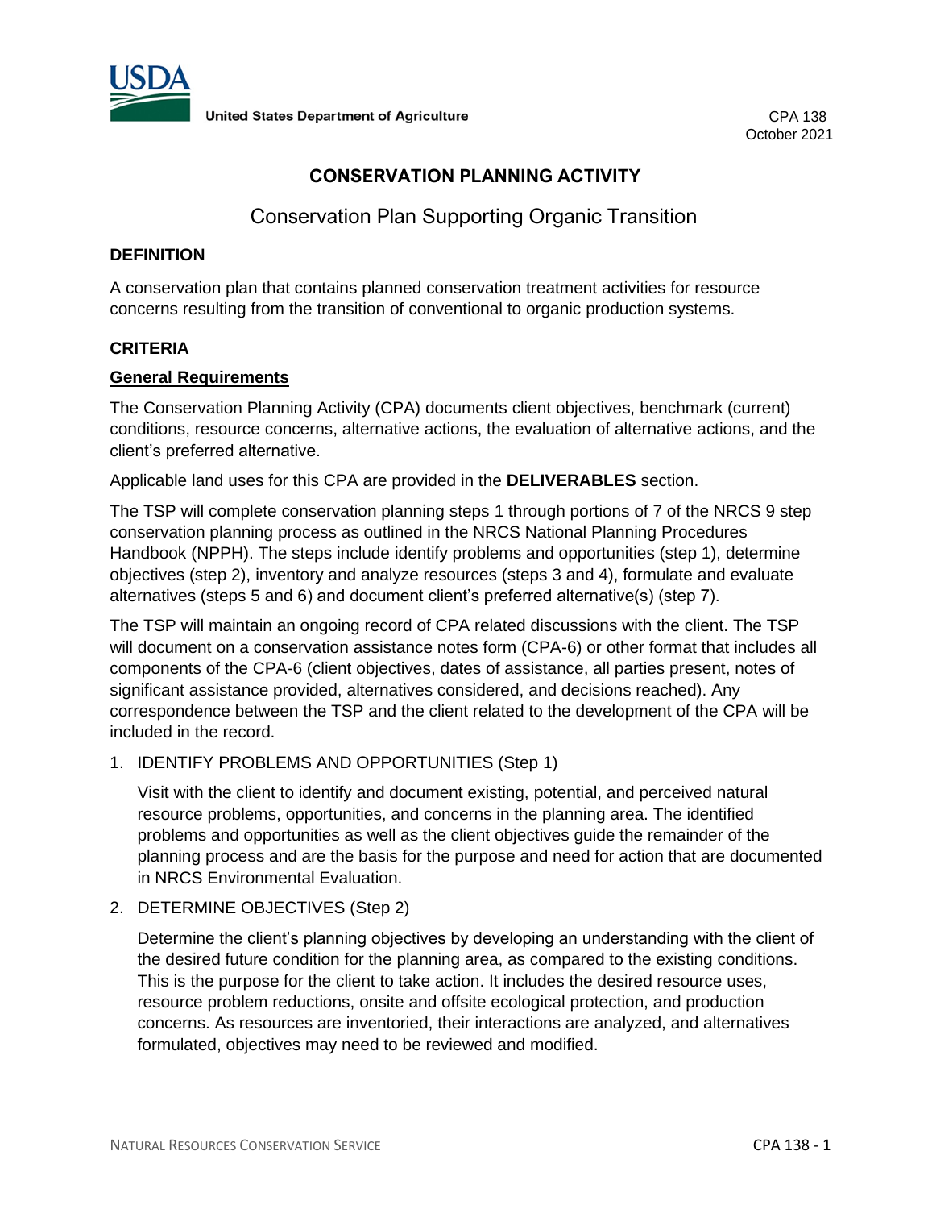United States Department of Agriculture

CPA 138
October 2021

# CONSERVATION PLANNING ACTIVITY

## Conservation Plan Supporting Organic Transition

### DEFINITION

A conservation plan that contains planned conservation treatment activities for resource concerns resulting from the transition of conventional to organic production systems.

### CRITERIA

**General Requirements**

The Conservation Planning Activity (CPA) documents client objectives, benchmark (current) conditions, resource concerns, alternative actions, the evaluation of alternative actions, and the client's preferred alternative.

Applicable land uses for this CPA are provided in the **DELIVERABLES** section.

The TSP will complete conservation planning steps 1 through portions of 7 of the NRCS 9 step conservation planning process as outlined in the NRCS National Planning Procedures Handbook (NPPH). The steps include identify problems and opportunities (step 1), determine objectives (step 2), inventory and analyze resources (steps 3 and 4), formulate and evaluate alternatives (steps 5 and 6) and document client's preferred alternative(s) (step 7).

The TSP will maintain an ongoing record of CPA related discussions with the client. The TSP will document on a conservation assistance notes form (CPA-6) or other format that includes all components of the CPA-6 (client objectives, dates of assistance, all parties present, notes of significant assistance provided, alternatives considered, and decisions reached). Any correspondence between the TSP and the client related to the development of the CPA will be included in the record.

1. IDENTIFY PROBLEMS AND OPPORTUNITIES (Step 1)

   Visit with the client to identify and document existing, potential, and perceived natural resource problems, opportunities, and concerns in the planning area. The identified problems and opportunities as well as the client objectives guide the remainder of the planning process and are the basis for the purpose and need for action that are documented in NRCS Environmental Evaluation.

2. DETERMINE OBJECTIVES (Step 2)

   Determine the client's planning objectives by developing an understanding with the client of the desired future condition for the planning area, as compared to the existing conditions. This is the purpose for the client to take action. It includes the desired resource uses, resource problem reductions, onsite and offsite ecological protection, and production concerns. As resources are inventoried, their interactions are analyzed, and alternatives formulated, objectives may need to be reviewed and modified.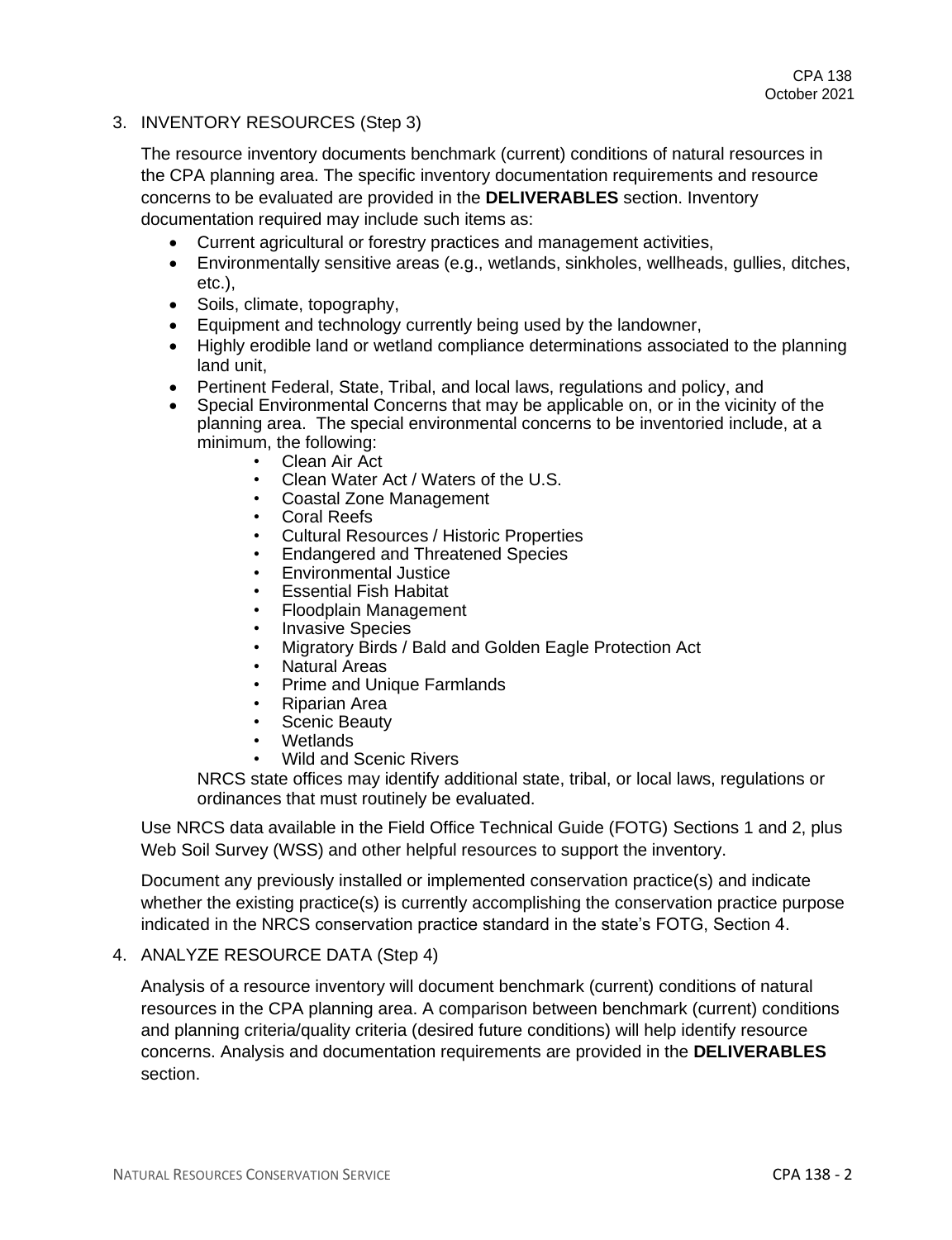## 3. INVENTORY RESOURCES (Step 3)

The resource inventory documents benchmark (current) conditions of natural resources in the CPA planning area. The specific inventory documentation requirements and resource concerns to be evaluated are provided in the **DELIVERABLES** section. Inventory documentation required may include such items as:

- Current agricultural or forestry practices and management activities,
- Environmentally sensitive areas (e.g., wetlands, sinkholes, wellheads, gullies, ditches, etc.),
- Soils, climate, topography,
- Equipment and technology currently being used by the landowner,
- Highly erodible land or wetland compliance determinations associated to the planning land unit,
- Pertinent Federal, State, Tribal, and local laws, regulations and policy, and
- Special Environmental Concerns that may be applicable on, or in the vicinity of the planning area. The special environmental concerns to be inventoried include, at a minimum, the following:
  - Clean Air Act
  - Clean Water Act / Waters of the U.S.
  - Coastal Zone Management
  - Coral Reefs
  - Cultural Resources / Historic Properties
  - Endangered and Threatened Species
  - Environmental Justice
  - Essential Fish Habitat
  - Floodplain Management
  - Invasive Species
  - Migratory Birds / Bald and Golden Eagle Protection Act
  - Natural Areas
  - Prime and Unique Farmlands
  - Riparian Area
  - Scenic Beauty
  - Wetlands
  - Wild and Scenic Rivers

  NRCS state offices may identify additional state, tribal, or local laws, regulations or ordinances that must routinely be evaluated.

Use NRCS data available in the Field Office Technical Guide (FOTG) Sections 1 and 2, plus Web Soil Survey (WSS) and other helpful resources to support the inventory.

Document any previously installed or implemented conservation practice(s) and indicate whether the existing practice(s) is currently accomplishing the conservation practice purpose indicated in the NRCS conservation practice standard in the state's FOTG, Section 4.

## 4. ANALYZE RESOURCE DATA (Step 4)

Analysis of a resource inventory will document benchmark (current) conditions of natural resources in the CPA planning area. A comparison between benchmark (current) conditions and planning criteria/quality criteria (desired future conditions) will help identify resource concerns. Analysis and documentation requirements are provided in the **DELIVERABLES** section.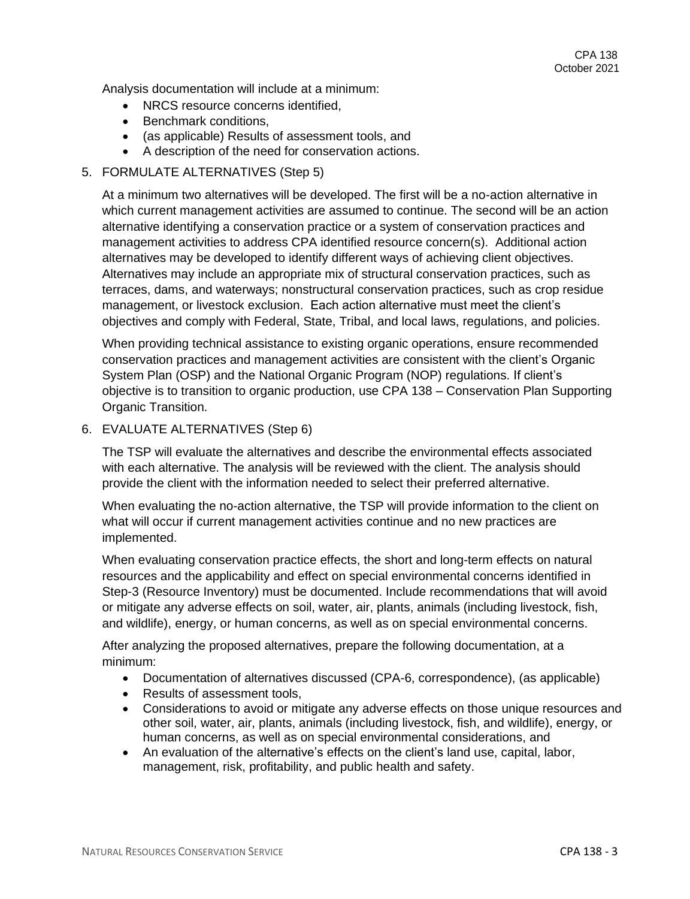Analysis documentation will include at a minimum:

- NRCS resource concerns identified,
- Benchmark conditions,
- (as applicable) Results of assessment tools, and
- A description of the need for conservation actions.

5. FORMULATE ALTERNATIVES (Step 5)

   At a minimum two alternatives will be developed. The first will be a no-action alternative in which current management activities are assumed to continue. The second will be an action alternative identifying a conservation practice or a system of conservation practices and management activities to address CPA identified resource concern(s). Additional action alternatives may be developed to identify different ways of achieving client objectives. Alternatives may include an appropriate mix of structural conservation practices, such as terraces, dams, and waterways; nonstructural conservation practices, such as crop residue management, or livestock exclusion. Each action alternative must meet the client's objectives and comply with Federal, State, Tribal, and local laws, regulations, and policies.

   When providing technical assistance to existing organic operations, ensure recommended conservation practices and management activities are consistent with the client's Organic System Plan (OSP) and the National Organic Program (NOP) regulations. If client's objective is to transition to organic production, use CPA 138 – Conservation Plan Supporting Organic Transition.

6. EVALUATE ALTERNATIVES (Step 6)

   The TSP will evaluate the alternatives and describe the environmental effects associated with each alternative. The analysis will be reviewed with the client. The analysis should provide the client with the information needed to select their preferred alternative.

   When evaluating the no-action alternative, the TSP will provide information to the client on what will occur if current management activities continue and no new practices are implemented.

   When evaluating conservation practice effects, the short and long-term effects on natural resources and the applicability and effect on special environmental concerns identified in Step-3 (Resource Inventory) must be documented. Include recommendations that will avoid or mitigate any adverse effects on soil, water, air, plants, animals (including livestock, fish, and wildlife), energy, or human concerns, as well as on special environmental concerns.

   After analyzing the proposed alternatives, prepare the following documentation, at a minimum:

   - Documentation of alternatives discussed (CPA-6, correspondence), (as applicable)
   - Results of assessment tools,
   - Considerations to avoid or mitigate any adverse effects on those unique resources and other soil, water, air, plants, animals (including livestock, fish, and wildlife), energy, or human concerns, as well as on special environmental considerations, and
   - An evaluation of the alternative's effects on the client's land use, capital, labor, management, risk, profitability, and public health and safety.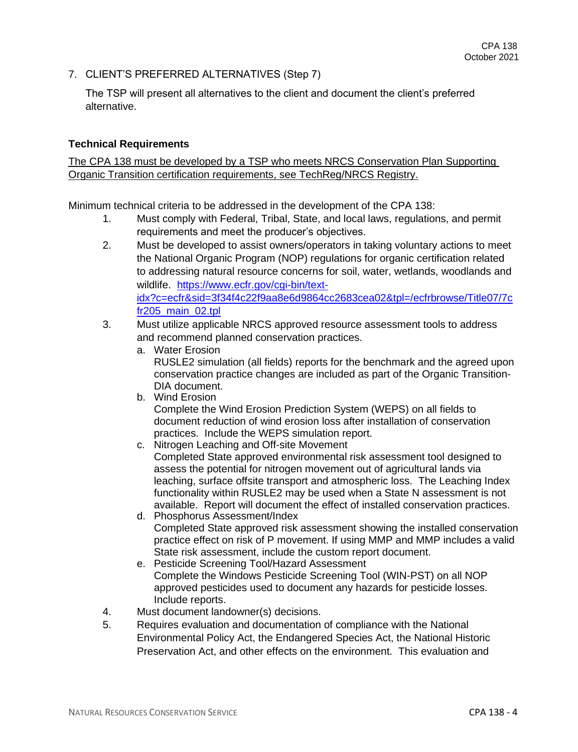7. CLIENT'S PREFERRED ALTERNATIVES (Step 7)

   The TSP will present all alternatives to the client and document the client's preferred alternative.

**Technical Requirements**

The CPA 138 must be developed by a TSP who meets NRCS Conservation Plan Supporting Organic Transition certification requirements, see TechReg/NRCS Registry.

Minimum technical criteria to be addressed in the development of the CPA 138:

1. Must comply with Federal, Tribal, State, and local laws, regulations, and permit requirements and meet the producer's objectives.
2. Must be developed to assist owners/operators in taking voluntary actions to meet the National Organic Program (NOP) regulations for organic certification related to addressing natural resource concerns for soil, water, wetlands, woodlands and wildlife. [https://www.ecfr.gov/cgi-bin/text-idx?c=ecfr&sid=3f34f4c22f9aa8e6d9864cc2683cea02&tpl=/ecfrbrowse/Title07/7cfr205_main_02.tpl](https://www.ecfr.gov/cgi-bin/text-idx?c=ecfr&sid=3f34f4c22f9aa8e6d9864cc2683cea02&tpl=/ecfrbrowse/Title07/7cfr205_main_02.tpl)
3. Must utilize applicable NRCS approved resource assessment tools to address and recommend planned conservation practices.
   a. Water Erosion
      RUSLE2 simulation (all fields) reports for the benchmark and the agreed upon conservation practice changes are included as part of the Organic Transition-DIA document.
   b. Wind Erosion
      Complete the Wind Erosion Prediction System (WEPS) on all fields to document reduction of wind erosion loss after installation of conservation practices. Include the WEPS simulation report.
   c. Nitrogen Leaching and Off-site Movement
      Completed State approved environmental risk assessment tool designed to assess the potential for nitrogen movement out of agricultural lands via leaching, surface offsite transport and atmospheric loss. The Leaching Index functionality within RUSLE2 may be used when a State N assessment is not available. Report will document the effect of installed conservation practices.
   d. Phosphorus Assessment/Index
      Completed State approved risk assessment showing the installed conservation practice effect on risk of P movement. If using MMP and MMP includes a valid State risk assessment, include the custom report document.
   e. Pesticide Screening Tool/Hazard Assessment
      Complete the Windows Pesticide Screening Tool (WIN-PST) on all NOP approved pesticides used to document any hazards for pesticide losses. Include reports.
4. Must document landowner(s) decisions.
5. Requires evaluation and documentation of compliance with the National Environmental Policy Act, the Endangered Species Act, the National Historic Preservation Act, and other effects on the environment. This evaluation and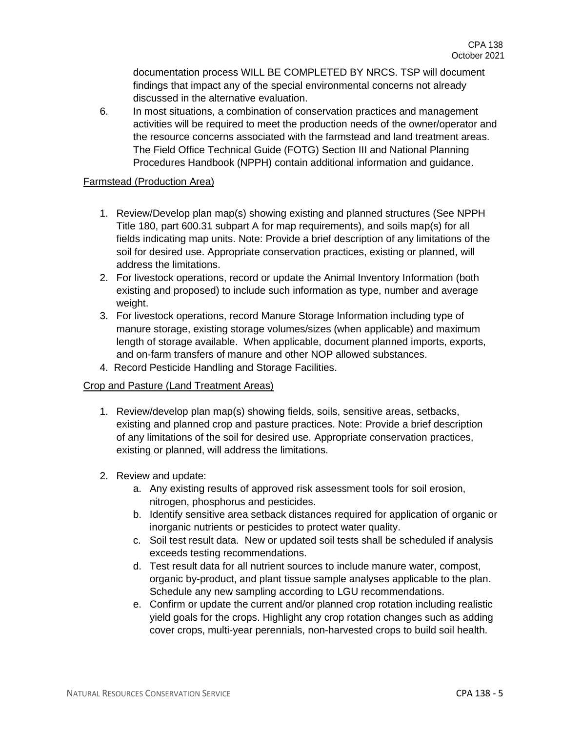documentation process WILL BE COMPLETED BY NRCS. TSP will document findings that impact any of the special environmental concerns not already discussed in the alternative evaluation.

6. In most situations, a combination of conservation practices and management activities will be required to meet the production needs of the owner/operator and the resource concerns associated with the farmstead and land treatment areas. The Field Office Technical Guide (FOTG) Section III and National Planning Procedures Handbook (NPPH) contain additional information and guidance.

Farmstead (Production Area)

1. Review/Develop plan map(s) showing existing and planned structures (See NPPH Title 180, part 600.31 subpart A for map requirements), and soils map(s) for all fields indicating map units. Note: Provide a brief description of any limitations of the soil for desired use. Appropriate conservation practices, existing or planned, will address the limitations.
2. For livestock operations, record or update the Animal Inventory Information (both existing and proposed) to include such information as type, number and average weight.
3. For livestock operations, record Manure Storage Information including type of manure storage, existing storage volumes/sizes (when applicable) and maximum length of storage available. When applicable, document planned imports, exports, and on-farm transfers of manure and other NOP allowed substances.
4. Record Pesticide Handling and Storage Facilities.

Crop and Pasture (Land Treatment Areas)

1. Review/develop plan map(s) showing fields, soils, sensitive areas, setbacks, existing and planned crop and pasture practices. Note: Provide a brief description of any limitations of the soil for desired use. Appropriate conservation practices, existing or planned, will address the limitations.
2. Review and update:
    a. Any existing results of approved risk assessment tools for soil erosion, nitrogen, phosphorus and pesticides.
    b. Identify sensitive area setback distances required for application of organic or inorganic nutrients or pesticides to protect water quality.
    c. Soil test result data. New or updated soil tests shall be scheduled if analysis exceeds testing recommendations.
    d. Test result data for all nutrient sources to include manure water, compost, organic by-product, and plant tissue sample analyses applicable to the plan. Schedule any new sampling according to LGU recommendations.
    e. Confirm or update the current and/or planned crop rotation including realistic yield goals for the crops. Highlight any crop rotation changes such as adding cover crops, multi-year perennials, non-harvested crops to build soil health.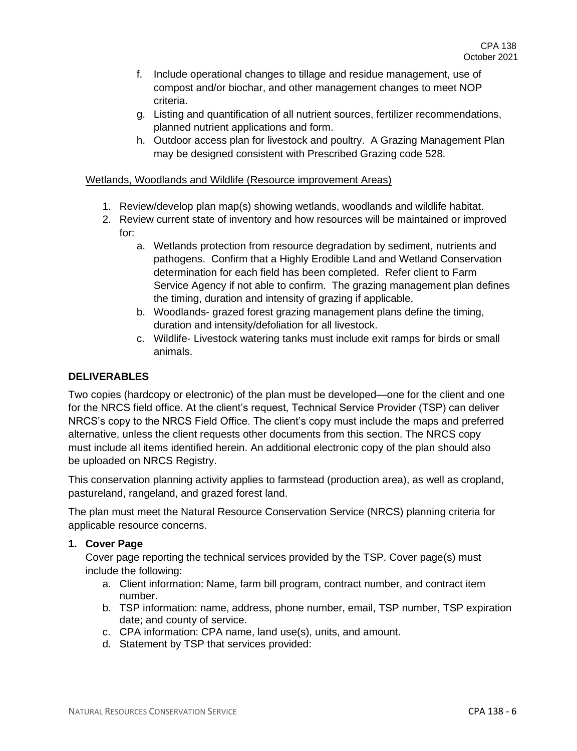f. Include operational changes to tillage and residue management, use of compost and/or biochar, and other management changes to meet NOP criteria.
g. Listing and quantification of all nutrient sources, fertilizer recommendations, planned nutrient applications and form.
h. Outdoor access plan for livestock and poultry. A Grazing Management Plan may be designed consistent with Prescribed Grazing code 528.

<u>Wetlands, Woodlands and Wildlife (Resource improvement Areas)</u>

1. Review/develop plan map(s) showing wetlands, woodlands and wildlife habitat.
2. Review current state of inventory and how resources will be maintained or improved for:
   a. Wetlands protection from resource degradation by sediment, nutrients and pathogens. Confirm that a Highly Erodible Land and Wetland Conservation determination for each field has been completed. Refer client to Farm Service Agency if not able to confirm. The grazing management plan defines the timing, duration and intensity of grazing if applicable.
   b. Woodlands- grazed forest grazing management plans define the timing, duration and intensity/defoliation for all livestock.
   c. Wildlife- Livestock watering tanks must include exit ramps for birds or small animals.

## DELIVERABLES

Two copies (hardcopy or electronic) of the plan must be developed—one for the client and one for the NRCS field office. At the client's request, Technical Service Provider (TSP) can deliver NRCS's copy to the NRCS Field Office. The client's copy must include the maps and preferred alternative, unless the client requests other documents from this section. The NRCS copy must include all items identified herein. An additional electronic copy of the plan should also be uploaded on NRCS Registry.

This conservation planning activity applies to farmstead (production area), as well as cropland, pastureland, rangeland, and grazed forest land.

The plan must meet the Natural Resource Conservation Service (NRCS) planning criteria for applicable resource concerns.

**1. Cover Page**

Cover page reporting the technical services provided by the TSP. Cover page(s) must include the following:

a. Client information: Name, farm bill program, contract number, and contract item number.
b. TSP information: name, address, phone number, email, TSP number, TSP expiration date; and county of service.
c. CPA information: CPA name, land use(s), units, and amount.
d. Statement by TSP that services provided: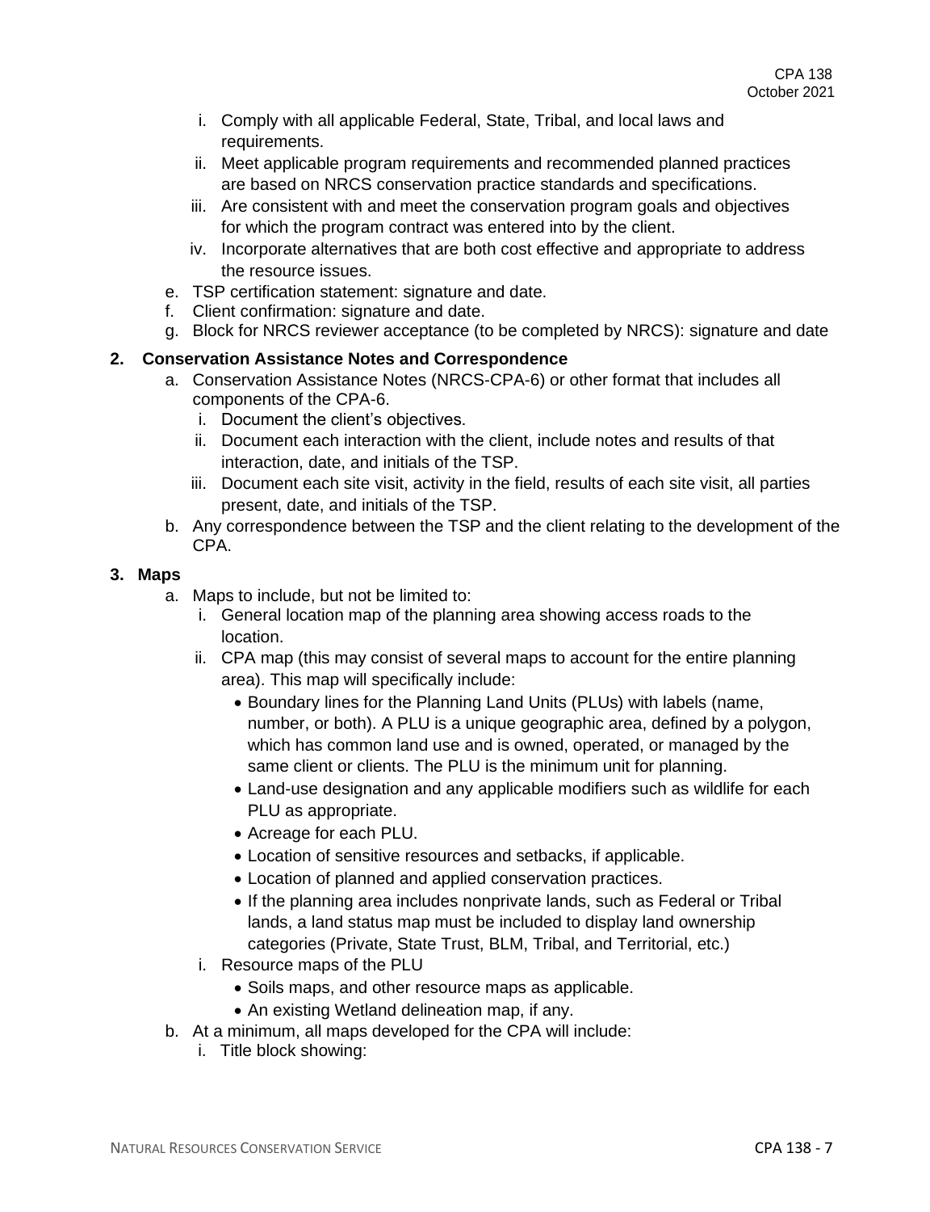i. Comply with all applicable Federal, State, Tribal, and local laws and requirements.
ii. Meet applicable program requirements and recommended planned practices are based on NRCS conservation practice standards and specifications.
iii. Are consistent with and meet the conservation program goals and objectives for which the program contract was entered into by the client.
iv. Incorporate alternatives that are both cost effective and appropriate to address the resource issues.

e. TSP certification statement: signature and date.
f. Client confirmation: signature and date.
g. Block for NRCS reviewer acceptance (to be completed by NRCS): signature and date

**2. Conservation Assistance Notes and Correspondence**

a. Conservation Assistance Notes (NRCS-CPA-6) or other format that includes all components of the CPA-6.
   i. Document the client's objectives.
   ii. Document each interaction with the client, include notes and results of that interaction, date, and initials of the TSP.
   iii. Document each site visit, activity in the field, results of each site visit, all parties present, date, and initials of the TSP.
b. Any correspondence between the TSP and the client relating to the development of the CPA.

**3. Maps**

a. Maps to include, but not be limited to:
   i. General location map of the planning area showing access roads to the location.
   ii. CPA map (this may consist of several maps to account for the entire planning area). This map will specifically include:
      - Boundary lines for the Planning Land Units (PLUs) with labels (name, number, or both). A PLU is a unique geographic area, defined by a polygon, which has common land use and is owned, operated, or managed by the same client or clients. The PLU is the minimum unit for planning.
      - Land-use designation and any applicable modifiers such as wildlife for each PLU as appropriate.
      - Acreage for each PLU.
      - Location of sensitive resources and setbacks, if applicable.
      - Location of planned and applied conservation practices.
      - If the planning area includes nonprivate lands, such as Federal or Tribal lands, a land status map must be included to display land ownership categories (Private, State Trust, BLM, Tribal, and Territorial, etc.)
   i. Resource maps of the PLU
      - Soils maps, and other resource maps as applicable.
      - An existing Wetland delineation map, if any.
b. At a minimum, all maps developed for the CPA will include:
   i. Title block showing: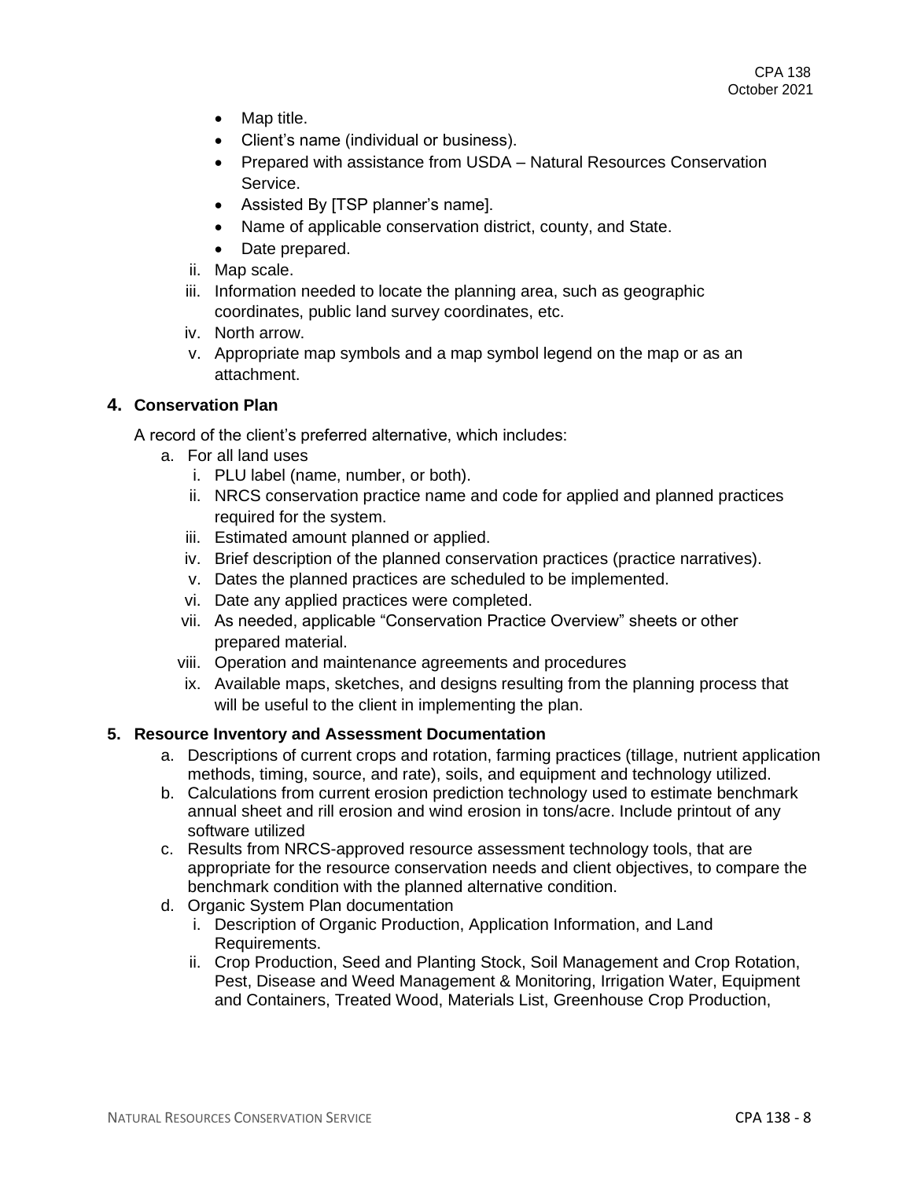- Map title.
- Client's name (individual or business).
- Prepared with assistance from USDA – Natural Resources Conservation Service.
- Assisted By [TSP planner's name].
- Name of applicable conservation district, county, and State.
- Date prepared.

ii. Map scale.

iii. Information needed to locate the planning area, such as geographic coordinates, public land survey coordinates, etc.

iv. North arrow.

v. Appropriate map symbols and a map symbol legend on the map or as an attachment.

## 4. Conservation Plan

A record of the client's preferred alternative, which includes:

a. For all land uses
   i. PLU label (name, number, or both).
   ii. NRCS conservation practice name and code for applied and planned practices required for the system.
   iii. Estimated amount planned or applied.
   iv. Brief description of the planned conservation practices (practice narratives).
   v. Dates the planned practices are scheduled to be implemented.
   vi. Date any applied practices were completed.
   vii. As needed, applicable "Conservation Practice Overview" sheets or other prepared material.
   viii. Operation and maintenance agreements and procedures
   ix. Available maps, sketches, and designs resulting from the planning process that will be useful to the client in implementing the plan.

## 5. Resource Inventory and Assessment Documentation

a. Descriptions of current crops and rotation, farming practices (tillage, nutrient application methods, timing, source, and rate), soils, and equipment and technology utilized.

b. Calculations from current erosion prediction technology used to estimate benchmark annual sheet and rill erosion and wind erosion in tons/acre. Include printout of any software utilized

c. Results from NRCS-approved resource assessment technology tools, that are appropriate for the resource conservation needs and client objectives, to compare the benchmark condition with the planned alternative condition.

d. Organic System Plan documentation
   i. Description of Organic Production, Application Information, and Land Requirements.
   ii. Crop Production, Seed and Planting Stock, Soil Management and Crop Rotation, Pest, Disease and Weed Management & Monitoring, Irrigation Water, Equipment and Containers, Treated Wood, Materials List, Greenhouse Crop Production,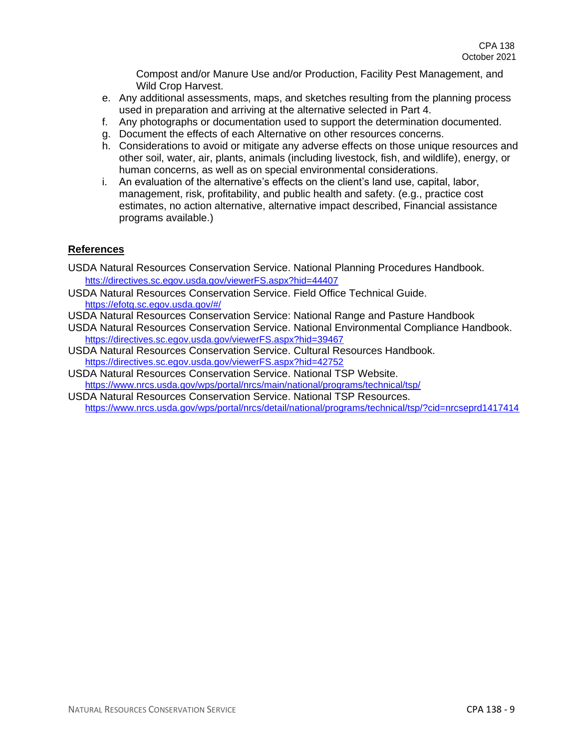Compost and/or Manure Use and/or Production, Facility Pest Management, and Wild Crop Harvest.

e. Any additional assessments, maps, and sketches resulting from the planning process used in preparation and arriving at the alternative selected in Part 4.
f. Any photographs or documentation used to support the determination documented.
g. Document the effects of each Alternative on other resources concerns.
h. Considerations to avoid or mitigate any adverse effects on those unique resources and other soil, water, air, plants, animals (including livestock, fish, and wildlife), energy, or human concerns, as well as on special environmental considerations.
i. An evaluation of the alternative's effects on the client's land use, capital, labor, management, risk, profitability, and public health and safety. (e.g., practice cost estimates, no action alternative, alternative impact described, Financial assistance programs available.)

## References

USDA Natural Resources Conservation Service. National Planning Procedures Handbook. https://directives.sc.egov.usda.gov/viewerFS.aspx?hid=44407

USDA Natural Resources Conservation Service. Field Office Technical Guide. https://efotg.sc.egov.usda.gov/#/

USDA Natural Resources Conservation Service: National Range and Pasture Handbook

USDA Natural Resources Conservation Service. National Environmental Compliance Handbook. https://directives.sc.egov.usda.gov/viewerFS.aspx?hid=39467

USDA Natural Resources Conservation Service. Cultural Resources Handbook. https://directives.sc.egov.usda.gov/viewerFS.aspx?hid=42752

USDA Natural Resources Conservation Service. National TSP Website. https://www.nrcs.usda.gov/wps/portal/nrcs/main/national/programs/technical/tsp/

USDA Natural Resources Conservation Service. National TSP Resources. https://www.nrcs.usda.gov/wps/portal/nrcs/detail/national/programs/technical/tsp/?cid=nrcseprd1417414